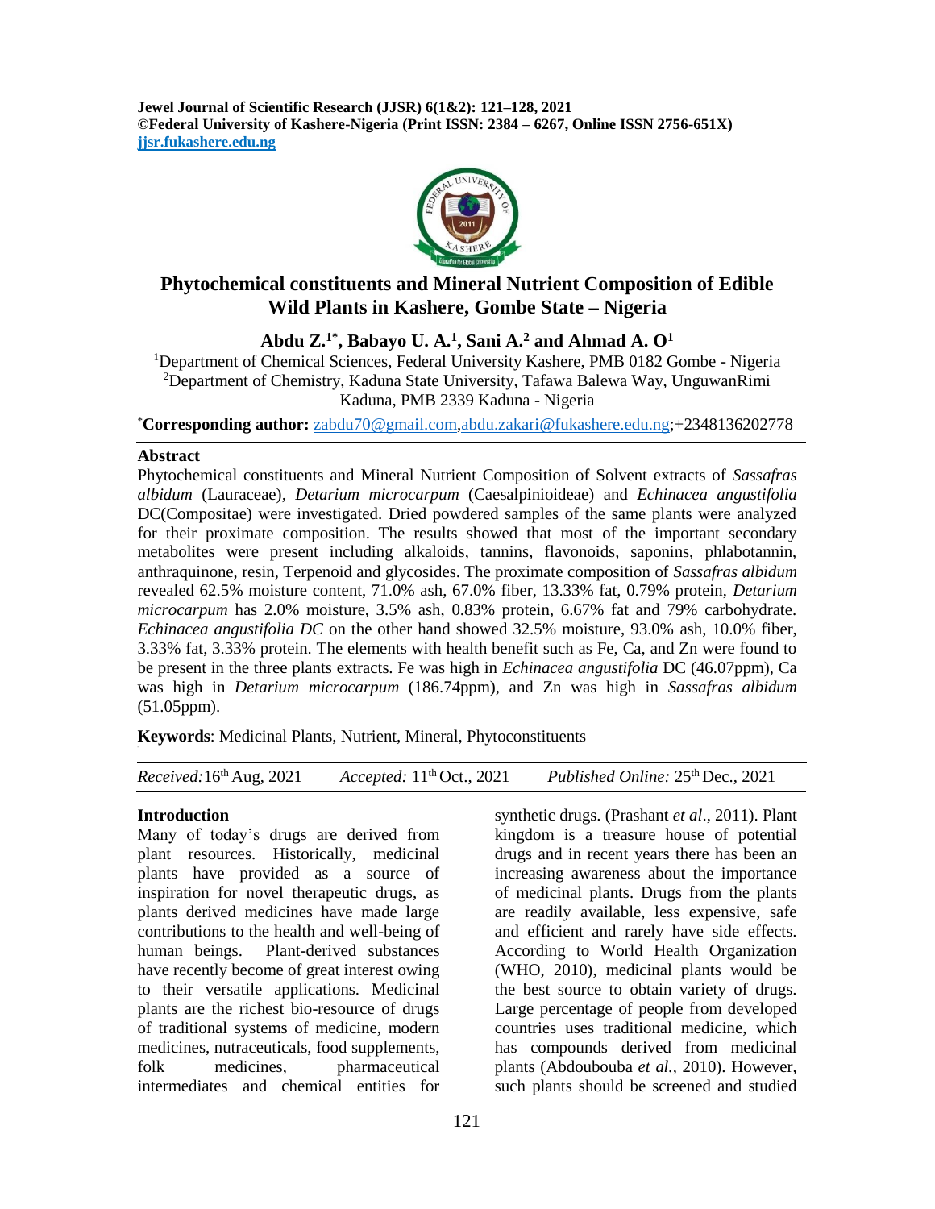# Phytochemical constituents and Mineral Nutrient Composition of Edible Wild Plants in Kashere, Gombe State – Nigeria

**Abdu Z.[1*], Babayo U. A.[1], Sani A.[2] and Ahmad A. O[1]**

[1]Department of Chemical Sciences, Federal University Kashere, PMB 0182 Gombe - Nigeria
[2]Department of Chemistry, Kaduna State University, Tafawa Balewa Way, UnguwanRimi Kaduna, PMB 2339 Kaduna - Nigeria

[*]**Corresponding author:** zabdu70@gmail.com,abdu.zakari@fukashere.edu.ng;+2348136202778

## Abstract

Phytochemical constituents and Mineral Nutrient Composition of Solvent extracts of *Sassafras albidum* (Lauraceae), *Detarium microcarpum* (Caesalpinioideae) and *Echinacea angustifolia* DC(Compositae) were investigated. Dried powdered samples of the same plants were analyzed for their proximate composition. The results showed that most of the important secondary metabolites were present including alkaloids, tannins, flavonoids, saponins, phlabotannin, anthraquinone, resin, Terpenoid and glycosides. The proximate composition of *Sassafras albidum* revealed 62.5% moisture content, 71.0% ash, 67.0% fiber, 13.33% fat, 0.79% protein, *Detarium microcarpum* has 2.0% moisture, 3.5% ash, 0.83% protein, 6.67% fat and 79% carbohydrate. *Echinacea angustifolia DC* on the other hand showed 32.5% moisture, 93.0% ash, 10.0% fiber, 3.33% fat, 3.33% protein. The elements with health benefit such as Fe, Ca, and Zn were found to be present in the three plants extracts. Fe was high in *Echinacea angustifolia* DC (46.07ppm), Ca was high in *Detarium microcarpum* (186.74ppm), and Zn was high in *Sassafras albidum* (51.05ppm).

**Keywords**: Medicinal Plants, Nutrient, Mineral, Phytoconstituents

*Received:* 16th Aug, 2021 *Accepted:* 11th Oct., 2021 *Published Online:* 25th Dec., 2021

## Introduction

Many of today's drugs are derived from plant resources. Historically, medicinal plants have provided as a source of inspiration for novel therapeutic drugs, as plants derived medicines have made large contributions to the health and well-being of human beings. Plant-derived substances have recently become of great interest owing to their versatile applications. Medicinal plants are the richest bio-resource of drugs of traditional systems of medicine, modern medicines, nutraceuticals, food supplements, folk medicines, pharmaceutical intermediates and chemical entities for synthetic drugs. (Prashant *et al*., 2011). Plant kingdom is a treasure house of potential drugs and in recent years there has been an increasing awareness about the importance of medicinal plants. Drugs from the plants are readily available, less expensive, safe and efficient and rarely have side effects. According to World Health Organization (WHO, 2010), medicinal plants would be the best source to obtain variety of drugs. Large percentage of people from developed countries uses traditional medicine, which has compounds derived from medicinal plants (Abdoubouba *et al.,* 2010). However, such plants should be screened and studied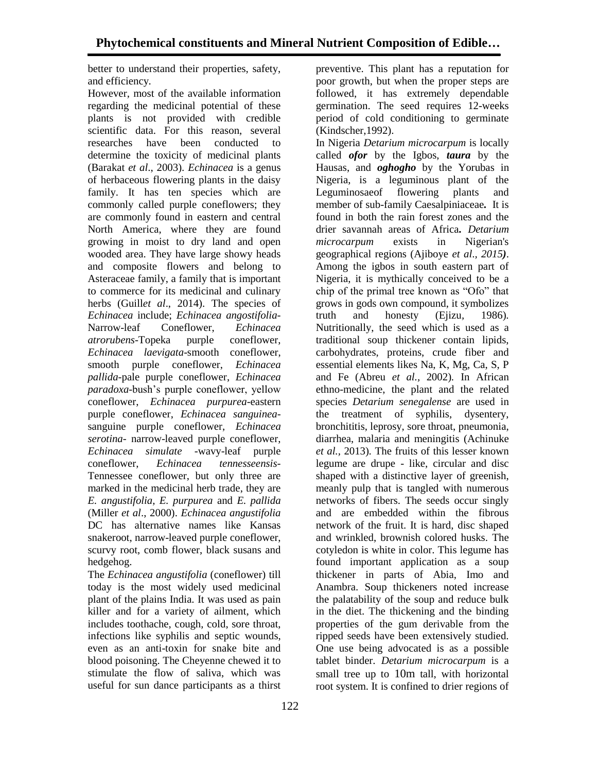better to understand their properties, safety, and efficiency.

However, most of the available information regarding the medicinal potential of these plants is not provided with credible scientific data. For this reason, several researches have been conducted to determine the toxicity of medicinal plants (Barakat *et al*., 2003). *Echinacea* is a genus of herbaceous flowering plants in the daisy family. It has ten species which are commonly called purple coneflowers; they are commonly found in eastern and central North America, where they are found growing in moist to dry land and open wooded area. They have large showy heads and composite flowers and belong to Asteraceae family, a family that is important to commerce for its medicinal and culinary herbs (Guill*et al*., 2014). The species of *Echinacea* include; *Echinacea angostifolia*-Narrow-leaf Coneflower, *Echinacea atrorubens*-Topeka purple coneflower, *Echinacea laevigata*-smooth coneflower, smooth purple coneflower, *Echinacea pallida*-pale purple coneflower, *Echinacea paradoxa*-bush's purple coneflower, yellow coneflower, *Echinacea purpurea*-eastern purple coneflower, *Echinacea sanguinea*-sanguine purple coneflower, *Echinacea serotina*- narrow-leaved purple coneflower, *Echinacea simulate* -wavy-leaf purple coneflower, *Echinacea tennesseensis*-Tennessee coneflower, but only three are marked in the medicinal herb trade, they are *E. angustifolia*, *E. purpurea* and *E. pallida* (Miller *et al*., 2000). *Echinacea angustifolia* DC has alternative names like Kansas snakeroot, narrow-leaved purple coneflower, scurvy root, comb flower, black susans and hedgehog.

The *Echinacea angustifolia* (coneflower) till today is the most widely used medicinal plant of the plains India. It was used as pain killer and for a variety of ailment, which includes toothache, cough, cold, sore throat, infections like syphilis and septic wounds, even as an anti-toxin for snake bite and blood poisoning. The Cheyenne chewed it to stimulate the flow of saliva, which was useful for sun dance participants as a thirst preventive. This plant has a reputation for poor growth, but when the proper steps are followed, it has extremely dependable germination. The seed requires 12-weeks period of cold conditioning to germinate (Kindscher,1992).

In Nigeria *Detarium microcarpum* is locally called ***ofor*** by the Igbos, ***taura*** by the Hausas, and ***oghogho*** by the Yorubas in Nigeria, is a leguminous plant of the Leguminosaeof flowering plants and member of sub-family Caesalpiniaceae**.** It is found in both the rain forest zones and the drier savannah areas of Africa**.** *Detarium microcarpum* exists in Nigerian's geographical regions (Ajiboye *et al., 2015)*. Among the igbos in south eastern part of Nigeria, it is mythically conceived to be a chip of the primal tree known as "Ofo" that grows in gods own compound, it symbolizes truth and honesty (Ejizu, 1986). Nutritionally, the seed which is used as a traditional soup thickener contain lipids, carbohydrates, proteins, crude fiber and essential elements likes Na, K, Mg, Ca, S, P and Fe (Abreu *et al.*, 2002). In African ethno-medicine, the plant and the related species *Detarium senegalense* are used in the treatment of syphilis, dysentery, bronchititis, leprosy, sore throat, pneumonia, diarrhea, malaria and meningitis (Achinuke *et al.*, 2013). The fruits of this lesser known legume are drupe - like, circular and disc shaped with a distinctive layer of greenish, meanly pulp that is tangled with numerous networks of fibers. The seeds occur singly and are embedded within the fibrous network of the fruit. It is hard, disc shaped and wrinkled, brownish colored husks. The cotyledon is white in color. This legume has found important application as a soup thickener in parts of Abia, Imo and Anambra. Soup thickeners noted increase the palatability of the soup and reduce bulk in the diet. The thickening and the binding properties of the gum derivable from the ripped seeds have been extensively studied. One use being advocated is as a possible tablet binder. *Detarium microcarpum* is a small tree up to 10m tall, with horizontal root system. It is confined to drier regions of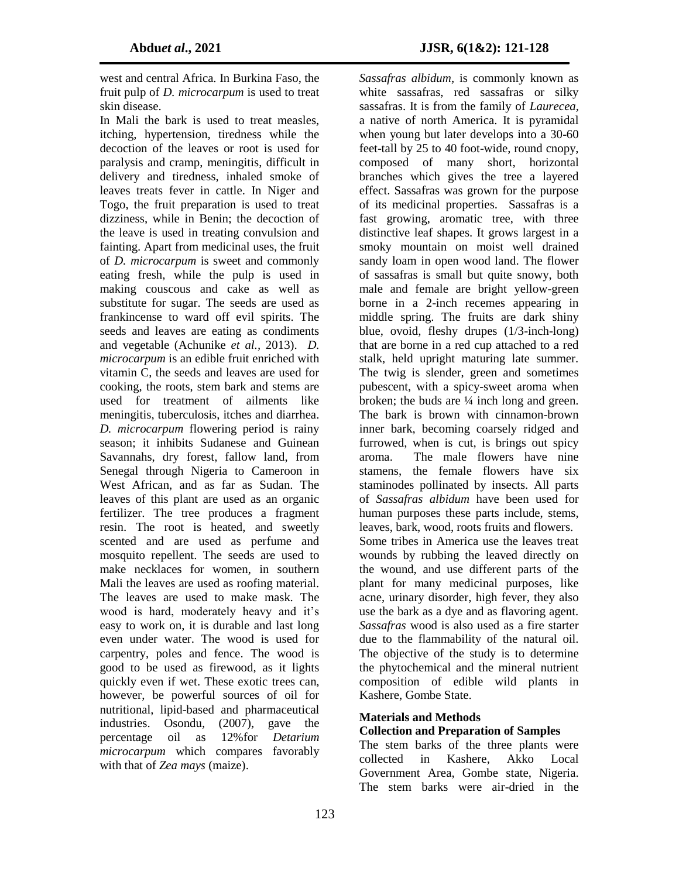west and central Africa. In Burkina Faso, the fruit pulp of *D. microcarpum* is used to treat skin disease.

In Mali the bark is used to treat measles, itching, hypertension, tiredness while the decoction of the leaves or root is used for paralysis and cramp, meningitis, difficult in delivery and tiredness, inhaled smoke of leaves treats fever in cattle. In Niger and Togo, the fruit preparation is used to treat dizziness, while in Benin; the decoction of the leave is used in treating convulsion and fainting. Apart from medicinal uses, the fruit of *D. microcarpum* is sweet and commonly eating fresh, while the pulp is used in making couscous and cake as well as substitute for sugar. The seeds are used as frankincense to ward off evil spirits. The seeds and leaves are eating as condiments and vegetable (Achunike *et al.,* 2013). *D. microcarpum* is an edible fruit enriched with vitamin C, the seeds and leaves are used for cooking, the roots, stem bark and stems are used for treatment of ailments like meningitis, tuberculosis, itches and diarrhea. *D. microcarpum* flowering period is rainy season; it inhibits Sudanese and Guinean Savannahs, dry forest, fallow land, from Senegal through Nigeria to Cameroon in West African, and as far as Sudan. The leaves of this plant are used as an organic fertilizer. The tree produces a fragment resin. The root is heated, and sweetly scented and are used as perfume and mosquito repellent. The seeds are used to make necklaces for women, in southern Mali the leaves are used as roofing material. The leaves are used to make mask. The wood is hard, moderately heavy and it's easy to work on, it is durable and last long even under water. The wood is used for carpentry, poles and fence. The wood is good to be used as firewood, as it lights quickly even if wet. These exotic trees can, however, be powerful sources of oil for nutritional, lipid-based and pharmaceutical industries. Osondu, (2007), gave the percentage oil as 12%for *Detarium microcarpum* which compares favorably with that of *Zea mays* (maize).

*Sassafras albidum*, is commonly known as white sassafras, red sassafras or silky sassafras. It is from the family of *Laurecea*, a native of north America. It is pyramidal when young but later develops into a 30-60 feet-tall by 25 to 40 foot-wide, round cnopy, composed of many short, horizontal branches which gives the tree a layered effect. Sassafras was grown for the purpose of its medicinal properties. Sassafras is a fast growing, aromatic tree, with three distinctive leaf shapes. It grows largest in a smoky mountain on moist well drained sandy loam in open wood land. The flower of sassafras is small but quite snowy, both male and female are bright yellow-green borne in a 2-inch recemes appearing in middle spring. The fruits are dark shiny blue, ovoid, fleshy drupes (1/3-inch-long) that are borne in a red cup attached to a red stalk, held upright maturing late summer. The twig is slender, green and sometimes pubescent, with a spicy-sweet aroma when broken; the buds are ¼ inch long and green. The bark is brown with cinnamon-brown inner bark, becoming coarsely ridged and furrowed, when is cut, is brings out spicy aroma. The male flowers have nine stamens, the female flowers have six staminodes pollinated by insects. All parts of *Sassafras albidum* have been used for human purposes these parts include, stems, leaves, bark, wood, roots fruits and flowers. Some tribes in America use the leaves treat wounds by rubbing the leaved directly on the wound, and use different parts of the plant for many medicinal purposes, like acne, urinary disorder, high fever, they also use the bark as a dye and as flavoring agent. *Sassafras* wood is also used as a fire starter due to the flammability of the natural oil. The objective of the study is to determine the phytochemical and the mineral nutrient composition of edible wild plants in Kashere, Gombe State.

## Materials and Methods

### Collection and Preparation of Samples

The stem barks of the three plants were collected in Kashere, Akko Local Government Area, Gombe state, Nigeria. The stem barks were air-dried in the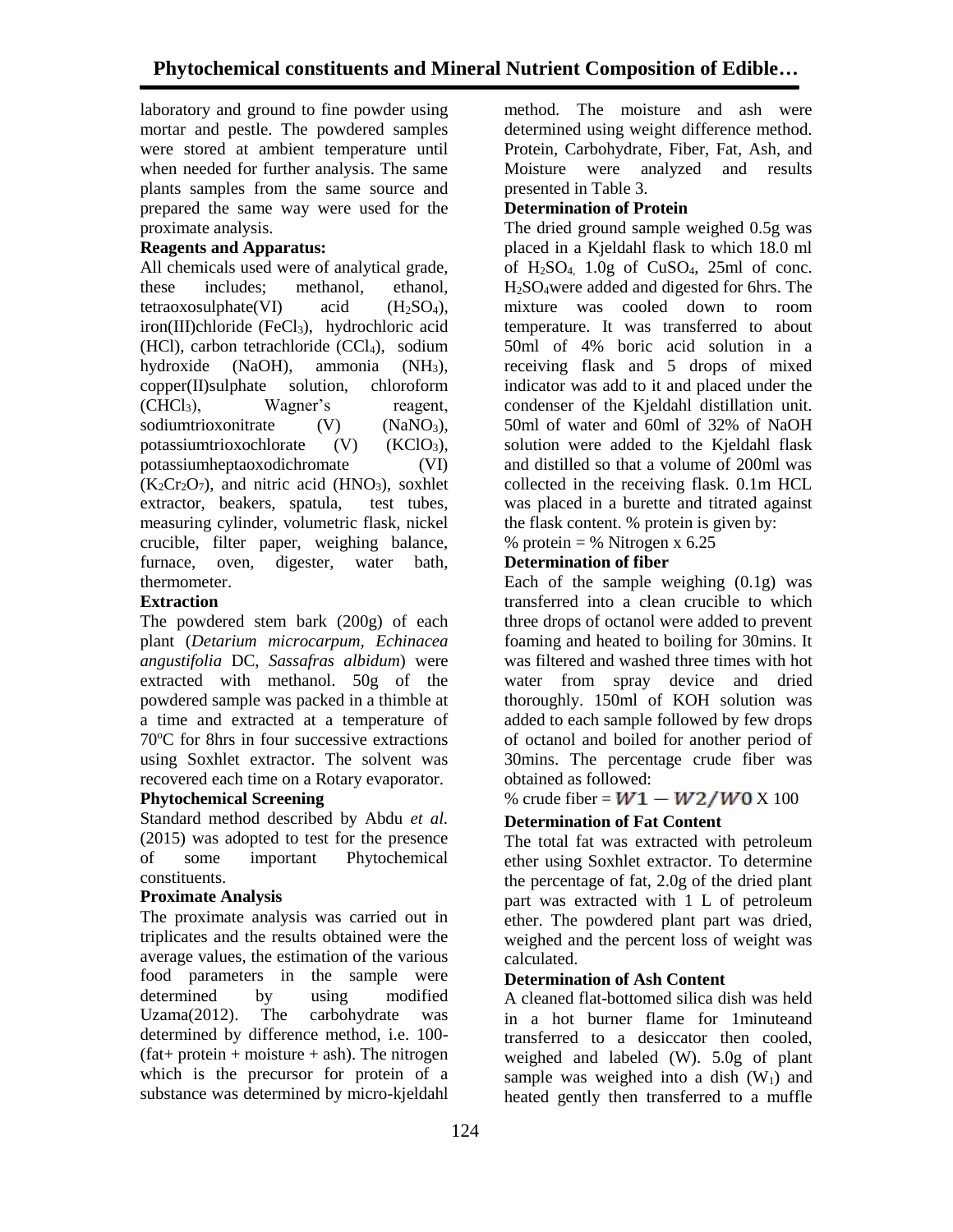laboratory and ground to fine powder using mortar and pestle. The powdered samples were stored at ambient temperature until when needed for further analysis. The same plants samples from the same source and prepared the same way were used for the proximate analysis.

**Reagents and Apparatus:**

All chemicals used were of analytical grade, these includes; methanol, ethanol, tetraoxosulphate(VI) acid ($H_2SO_4$), iron(III)chloride ($FeCl_3$), hydrochloric acid (HCl), carbon tetrachloride ($CCl_4$), sodium hydroxide (NaOH), ammonia ($NH_3$), copper(II)sulphate solution, chloroform ($CHCl_3$), Wagner's reagent, sodiumtrioxonitrate (V) ($NaNO_3$), potassiumtrioxochlorate (V) ($KClO_3$), potassiumheptaoxodichromate (VI) ($K_2Cr_2O_7$), and nitric acid ($HNO_3$), soxhlet extractor, beakers, spatula, test tubes, measuring cylinder, volumetric flask, nickel crucible, filter paper, weighing balance, furnace, oven, digester, water bath, thermometer.

**Extraction**

The powdered stem bark (200g) of each plant (*Detarium microcarpum, Echinacea angustifolia* DC, *Sassafras albidum*) were extracted with methanol. 50g of the powdered sample was packed in a thimble at a time and extracted at a temperature of 70ºC for 8hrs in four successive extractions using Soxhlet extractor. The solvent was recovered each time on a Rotary evaporator.

**Phytochemical Screening**

Standard method described by Abdu *et al.* (2015) was adopted to test for the presence of some important Phytochemical constituents.

**Proximate Analysis**

The proximate analysis was carried out in triplicates and the results obtained were the average values, the estimation of the various food parameters in the sample were determined by using modified Uzama(2012). The carbohydrate was determined by difference method, i.e. 100-(fat+ protein + moisture + ash). The nitrogen which is the precursor for protein of a substance was determined by micro-kjeldahl method. The moisture and ash were determined using weight difference method. Protein, Carbohydrate, Fiber, Fat, Ash, and Moisture were analyzed and results presented in Table 3.

**Determination of Protein**

The dried ground sample weighed 0.5g was placed in a Kjeldahl flask to which 18.0 ml of $H_2SO_4$, 1.0g of $CuSO_4$, 25ml of conc. $H_2SO_4$were added and digested for 6hrs. The mixture was cooled down to room temperature. It was transferred to about 50ml of 4% boric acid solution in a receiving flask and 5 drops of mixed indicator was add to it and placed under the condenser of the Kjeldahl distillation unit. 50ml of water and 60ml of 32% of NaOH solution were added to the Kjeldahl flask and distilled so that a volume of 200ml was collected in the receiving flask. 0.1m HCL was placed in a burette and titrated against the flask content. % protein is given by:

% protein = % Nitrogen x 6.25

**Determination of fiber**

Each of the sample weighing (0.1g) was transferred into a clean crucible to which three drops of octanol were added to prevent foaming and heated to boiling for 30mins. It was filtered and washed three times with hot water from spray device and dried thoroughly. 150ml of KOH solution was added to each sample followed by few drops of octanol and boiled for another period of 30mins. The percentage crude fiber was obtained as followed:

% crude fiber = $W1 - W2/W0$ X 100

**Determination of Fat Content**

The total fat was extracted with petroleum ether using Soxhlet extractor. To determine the percentage of fat, 2.0g of the dried plant part was extracted with 1 L of petroleum ether. The powdered plant part was dried, weighed and the percent loss of weight was calculated.

**Determination of Ash Content**

A cleaned flat-bottomed silica dish was held in a hot burner flame for 1minuteand transferred to a desiccator then cooled, weighed and labeled (W). 5.0g of plant sample was weighed into a dish ($W_1$) and heated gently then transferred to a muffle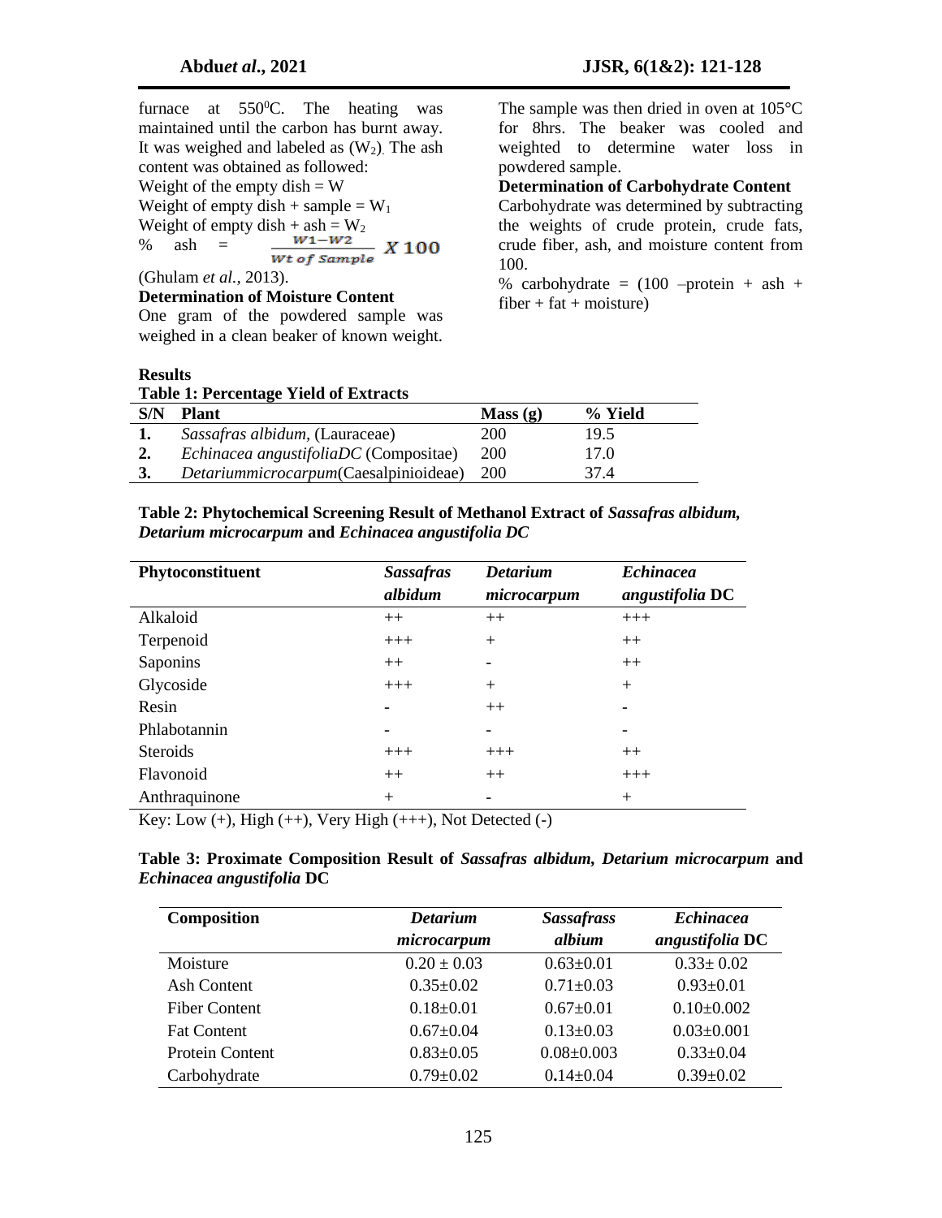furnace at 550[0]C. The heating was maintained until the carbon has burnt away. It was weighed and labeled as ($W_2$). The ash content was obtained as followed:

Weight of the empty dish = W

Weight of empty dish + sample = $W_1$

Weight of empty dish + ash = $W_2$

$$\% \text{ ash} = \frac{W1 - W2}{Wt\ of\ Sample} \, X\,100$$

(Ghulam *et al.,* 2013).

**Determination of Moisture Content**

One gram of the powdered sample was weighed in a clean beaker of known weight. The sample was then dried in oven at 105°C for 8hrs. The beaker was cooled and weighted to determine water loss in powdered sample.

**Determination of Carbohydrate Content**

Carbohydrate was determined by subtracting the weights of crude protein, crude fats, crude fiber, ash, and moisture content from 100.

% carbohydrate = (100 –protein + ash + fiber + fat + moisture)

**Results**

**Table 1: Percentage Yield of Extracts**

| S/N | Plant | Mass (g) | % Yield |
|---|---|---|---|
| 1. | *Sassafras albidum,* (Lauraceae) | 200 | 19.5 |
| 2. | *Echinacea angustifoliaDC* (Compositae) | 200 | 17.0 |
| 3. | *Detariummicrocarpum*(Caesalpinioideae) | 200 | 37.4 |

**Table 2: Phytochemical Screening Result of Methanol Extract of *Sassafras albidum, Detarium microcarpum* and *Echinacea angustifolia DC***

| Phytoconstituent | *Sassafras albidum* | *Detarium microcarpum* | *Echinacea angustifolia* DC |
|---|---|---|---|
| Alkaloid | ++ | ++ | +++ |
| Terpenoid | +++ | + | ++ |
| Saponins | ++ | - | ++ |
| Glycoside | +++ | + | + |
| Resin | - | ++ | - |
| Phlabotannin | - | - | - |
| Steroids | +++ | +++ | ++ |
| Flavonoid | ++ | ++ | +++ |
| Anthraquinone | + | - | + |

Key: Low (+), High (++), Very High (+++), Not Detected (-)

**Table 3: Proximate Composition Result of *Sassafras albidum, Detarium microcarpum* and *Echinacea angustifolia* DC**

| Composition | *Detarium microcarpum* | *Sassafrass albium* | *Echinacea angustifolia* DC |
|---|---|---|---|
| Moisture | 0.20 ± 0.03 | 0.63±0.01 | 0.33± 0.02 |
| Ash Content | 0.35±0.02 | 0.71±0.03 | 0.93±0.01 |
| Fiber Content | 0.18±0.01 | 0.67±0.01 | 0.10±0.002 |
| Fat Content | 0.67±0.04 | 0.13±0.03 | 0.03±0.001 |
| Protein Content | 0.83±0.05 | 0.08±0.003 | 0.33±0.04 |
| Carbohydrate | 0.79±0.02 | 0.14±0.04 | 0.39±0.02 |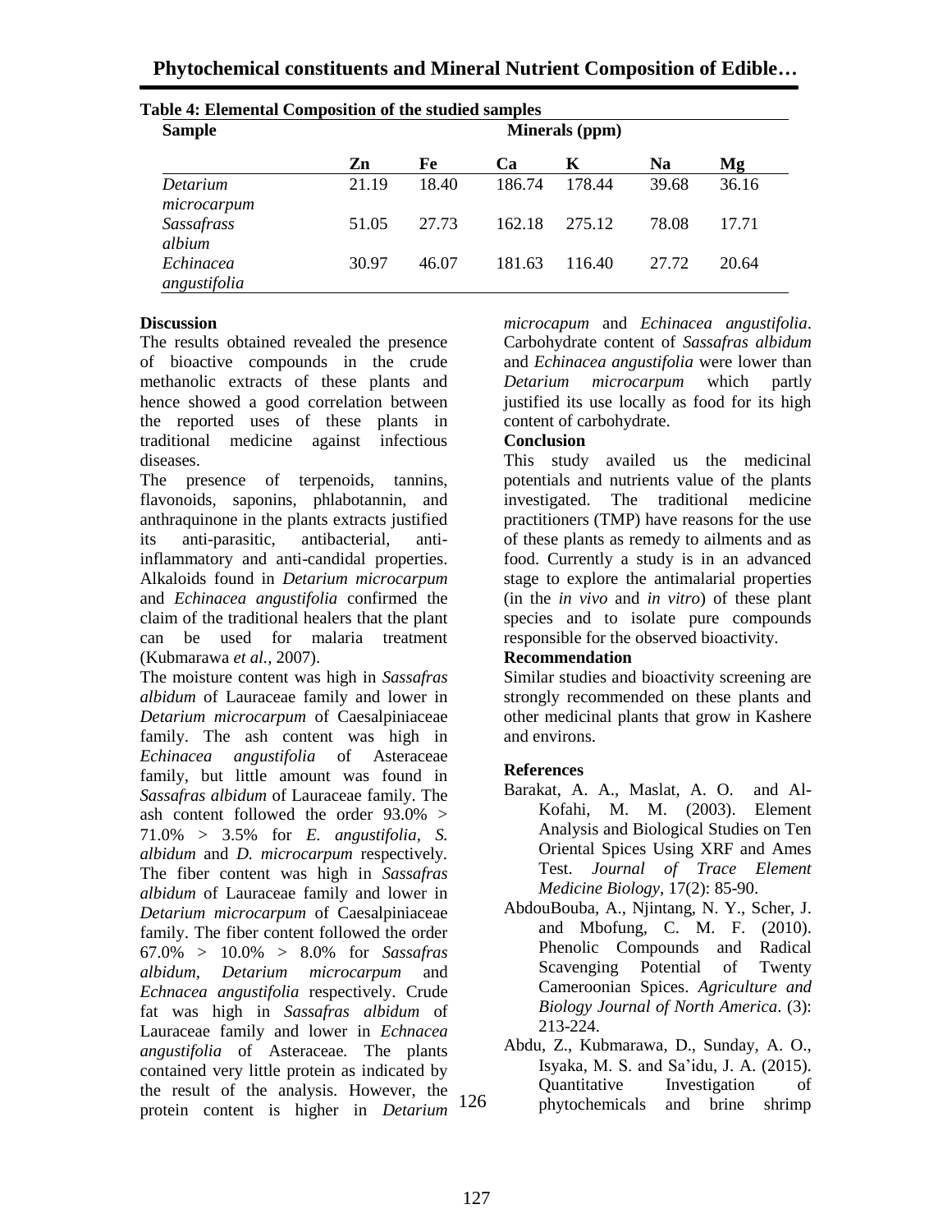**Table 4: Elemental Composition of the studied samples**

| Sample | Minerals (ppm) | | | | | |
|---|---|---|---|---|---|---|
| | Zn | Fe | Ca | K | Na | Mg |
| *Detarium microcarpum* | 21.19 | 18.40 | 186.74 | 178.44 | 39.68 | 36.16 |
| *Sassafrass albium* | 51.05 | 27.73 | 162.18 | 275.12 | 78.08 | 17.71 |
| *Echinacea angustifolia* | 30.97 | 46.07 | 181.63 | 116.40 | 27.72 | 20.64 |

### Discussion

The results obtained revealed the presence of bioactive compounds in the crude methanolic extracts of these plants and hence showed a good correlation between the reported uses of these plants in traditional medicine against infectious diseases.

The presence of terpenoids, tannins, flavonoids, saponins, phlabotannin, and anthraquinone in the plants extracts justified its anti-parasitic, antibacterial, anti-inflammatory and anti-candidal properties. Alkaloids found in *Detarium microcarpum* and *Echinacea angustifolia* confirmed the claim of the traditional healers that the plant can be used for malaria treatment (Kubmarawa *et al.,* 2007).

The moisture content was high in *Sassafras albidum* of Lauraceae family and lower in *Detarium microcarpum* of Caesalpiniaceae family. The ash content was high in *Echinacea angustifolia* of Asteraceae family, but little amount was found in *Sassafras albidum* of Lauraceae family. The ash content followed the order 93.0% > 71.0% > 3.5% for *E. angustifolia, S. albidum* and *D. microcarpum* respectively. The fiber content was high in *Sassafras albidum* of Lauraceae family and lower in *Detarium microcarpum* of Caesalpiniaceae family. The fiber content followed the order 67.0% > 10.0% > 8.0% for *Sassafras albidum, Detarium microcarpum* and *Echnacea angustifolia* respectively. Crude fat was high in *Sassafras albidum* of Lauraceae family and lower in *Echnacea angustifolia* of Asteraceae. The plants contained very little protein as indicated by the result of the analysis. However, the protein content is higher in *Detarium microcapum* and *Echinacea angustifolia*. Carbohydrate content of *Sassafras albidum* and *Echinacea angustifolia* were lower than *Detarium microcarpum* which partly justified its use locally as food for its high content of carbohydrate.

### Conclusion

This study availed us the medicinal potentials and nutrients value of the plants investigated. The traditional medicine practitioners (TMP) have reasons for the use of these plants as remedy to ailments and as food. Currently a study is in an advanced stage to explore the antimalarial properties (in the *in vivo* and *in vitro*) of these plant species and to isolate pure compounds responsible for the observed bioactivity.

### Recommendation

Similar studies and bioactivity screening are strongly recommended on these plants and other medicinal plants that grow in Kashere and environs.

### References

Barakat, A. A., Maslat, A. O. and Al-Kofahi, M. M. (2003). Element Analysis and Biological Studies on Ten Oriental Spices Using XRF and Ames Test. *Journal of Trace Element Medicine Biology*, 17(2): 85-90.

AbdouBouba, A., Njintang, N. Y., Scher, J. and Mbofung, C. M. F. (2010). Phenolic Compounds and Radical Scavenging Potential of Twenty Cameroonian Spices. *Agriculture and Biology Journal of North America*. (3): 213-224.

Abdu, Z., Kubmarawa, D., Sunday, A. O., Isyaka, M. S. and Sa'idu, J. A. (2015). Quantitative Investigation of phytochemicals and brine shrimp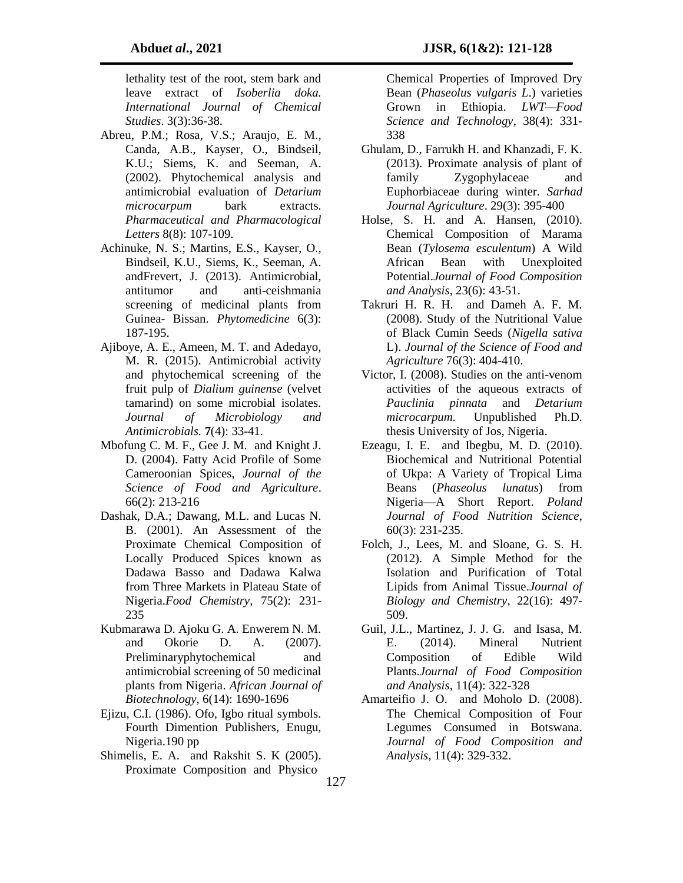lethality test of the root, stem bark and leave extract of *Isoberlia doka. International Journal of Chemical Studies*. 3(3):36-38.

Abreu, P.M.; Rosa, V.S.; Araujo, E. M., Canda, A.B., Kayser, O., Bindseil, K.U.; Siems, K. and Seeman, A. (2002). Phytochemical analysis and antimicrobial evaluation of *Detarium microcarpum* bark extracts. *Pharmaceutical and Pharmacological Letters* 8(8): 107-109.

Achinuke, N. S.; Martins, E.S., Kayser, O., Bindseil, K.U., Siems, K., Seeman, A. andFrevert, J. (2013). Antimicrobial, antitumor and anti-ceishmania screening of medicinal plants from Guinea- Bissan. *Phytomedicine* 6(3): 187-195.

Ajiboye, A. E., Ameen, M. T. and Adedayo, M. R. (2015). Antimicrobial activity and phytochemical screening of the fruit pulp of *Dialium guinense* (velvet tamarind) on some microbial isolates. *Journal of Microbiology and Antimicrobials.* **7**(4): 33-41.

Mbofung C. M. F., Gee J. M. and Knight J. D. (2004). Fatty Acid Profile of Some Cameroonian Spices, *Journal of the Science of Food and Agriculture*. 66(2): 213-216

Dashak, D.A.; Dawang, M.L. and Lucas N. B. (2001). An Assessment of the Proximate Chemical Composition of Locally Produced Spices known as Dadawa Basso and Dadawa Kalwa from Three Markets in Plateau State of Nigeria.*Food Chemistry*, 75(2): 231-235

Kubmarawa D. Ajoku G. A. Enwerem N. M. and Okorie D. A. (2007). Preliminaryphytochemical and antimicrobial screening of 50 medicinal plants from Nigeria. *African Journal of Biotechnology*, 6(14): 1690-1696

Ejizu, C.I. (1986). Ofo, Igbo ritual symbols. Fourth Dimention Publishers, Enugu, Nigeria.190 pp

Shimelis, E. A. and Rakshit S. K (2005). Proximate Composition and Physico Chemical Properties of Improved Dry Bean (*Phaseolus vulgaris L*.) varieties Grown in Ethiopia. *LWT—Food Science and Technology*, 38(4): 331-338

Ghulam, D., Farrukh H. and Khanzadi, F. K. (2013). Proximate analysis of plant of family Zygophylaceae and Euphorbiaceae during winter. *Sarhad Journal Agriculture*. 29(3): 395-400

Holse, S. H. and A. Hansen, (2010). Chemical Composition of Marama Bean (*Tylosema esculentum*) A Wild African Bean with Unexploited Potential.*Journal of Food Composition and Analysis*, 23(6): 43-51.

Takruri H. R. H. and Dameh A. F. M. (2008). Study of the Nutritional Value of Black Cumin Seeds (*Nigella sativa* L). *Journal of the Science of Food and Agriculture* 76(3): 404-410.

Victor, I. (2008). Studies on the anti-venom activities of the aqueous extracts of *Pauclinia pinnata* and *Detarium microcarpum.* Unpublished Ph.D. thesis University of Jos, Nigeria.

Ezeagu, I. E. and Ibegbu, M. D. (2010). Biochemical and Nutritional Potential of Ukpa: A Variety of Tropical Lima Beans (*Phaseolus lunatus*) from Nigeria—A Short Report. *Poland Journal of Food Nutrition Science*, 60(3): 231-235.

Folch, J., Lees, M. and Sloane, G. S. H. (2012). A Simple Method for the Isolation and Purification of Total Lipids from Animal Tissue.*Journal of Biology and Chemistry*, 22(16): 497-509.

Guil, J.L., Martinez, J. J. G. and Isasa, M. E. (2014). Mineral Nutrient Composition of Edible Wild Plants.*Journal of Food Composition and Analysis*, 11(4): 322-328

Amarteifio J. O. and Moholo D. (2008). The Chemical Composition of Four Legumes Consumed in Botswana. *Journal of Food Composition and Analysis*, 11(4): 329-332.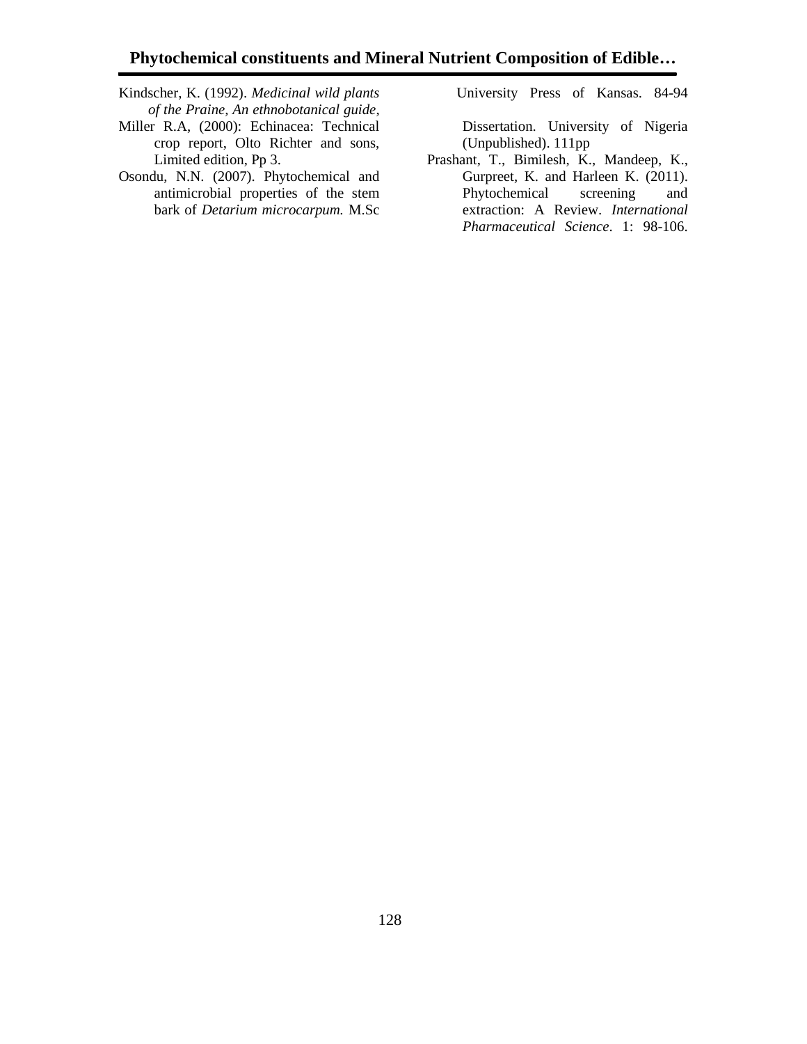Kindscher, K. (1992). *Medicinal wild plants of the Praine, An ethnobotanical guide*, University Press of Kansas. 84-94

Miller R.A, (2000): Echinacea: Technical crop report, Olto Richter and sons, Limited edition, Pp 3.

Osondu, N.N. (2007). Phytochemical and antimicrobial properties of the stem bark of *Detarium microcarpum.* M.Sc Dissertation. University of Nigeria (Unpublished). 111pp

Prashant, T., Bimilesh, K., Mandeep, K., Gurpreet, K. and Harleen K. (2011). Phytochemical screening and extraction: A Review. *International Pharmaceutical Science*. 1: 98-106.